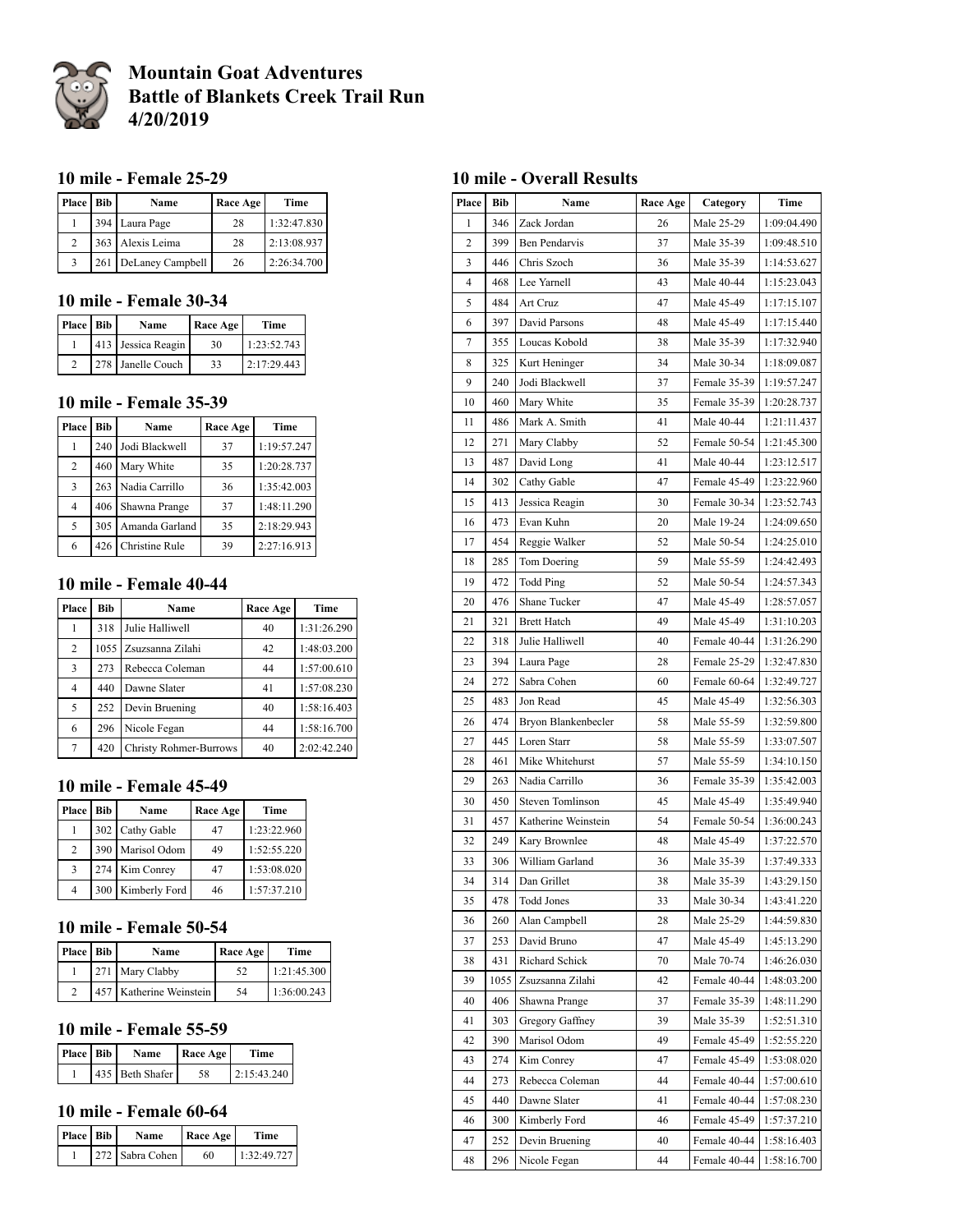# Mountain Goat Adventures
# Battle of Blankets Creek Trail Run
# 4/20/2019

## 10 mile - Female 25-29

| Place | Bib | Name | Race Age | Time |
|---|---|---|---|---|
| 1 | 394 | Laura Page | 28 | 1:32:47.830 |
| 2 | 363 | Alexis Leima | 28 | 2:13:08.937 |
| 3 | 261 | DeLaney Campbell | 26 | 2:26:34.700 |

## 10 mile - Female 30-34

| Place | Bib | Name | Race Age | Time |
|---|---|---|---|---|
| 1 | 413 | Jessica Reagin | 30 | 1:23:52.743 |
| 2 | 278 | Janelle Couch | 33 | 2:17:29.443 |

## 10 mile - Female 35-39

| Place | Bib | Name | Race Age | Time |
|---|---|---|---|---|
| 1 | 240 | Jodi Blackwell | 37 | 1:19:57.247 |
| 2 | 460 | Mary White | 35 | 1:20:28.737 |
| 3 | 263 | Nadia Carrillo | 36 | 1:35:42.003 |
| 4 | 406 | Shawna Prange | 37 | 1:48:11.290 |
| 5 | 305 | Amanda Garland | 35 | 2:18:29.943 |
| 6 | 426 | Christine Rule | 39 | 2:27:16.913 |

## 10 mile - Female 40-44

| Place | Bib | Name | Race Age | Time |
|---|---|---|---|---|
| 1 | 318 | Julie Halliwell | 40 | 1:31:26.290 |
| 2 | 1055 | Zsuzsanna Zilahi | 42 | 1:48:03.200 |
| 3 | 273 | Rebecca Coleman | 44 | 1:57:00.610 |
| 4 | 440 | Dawne Slater | 41 | 1:57:08.230 |
| 5 | 252 | Devin Bruening | 40 | 1:58:16.403 |
| 6 | 296 | Nicole Fegan | 44 | 1:58:16.700 |
| 7 | 420 | Christy Rohmer-Burrows | 40 | 2:02:42.240 |

## 10 mile - Female 45-49

| Place | Bib | Name | Race Age | Time |
|---|---|---|---|---|
| 1 | 302 | Cathy Gable | 47 | 1:23:22.960 |
| 2 | 390 | Marisol Odom | 49 | 1:52:55.220 |
| 3 | 274 | Kim Conrey | 47 | 1:53:08.020 |
| 4 | 300 | Kimberly Ford | 46 | 1:57:37.210 |

## 10 mile - Female 50-54

| Place | Bib | Name | Race Age | Time |
|---|---|---|---|---|
| 1 | 271 | Mary Clabby | 52 | 1:21:45.300 |
| 2 | 457 | Katherine Weinstein | 54 | 1:36:00.243 |

## 10 mile - Female 55-59

| Place | Bib | Name | Race Age | Time |
|---|---|---|---|---|
| 1 | 435 | Beth Shafer | 58 | 2:15:43.240 |

## 10 mile - Female 60-64

| Place | Bib | Name | Race Age | Time |
|---|---|---|---|---|
| 1 | 272 | Sabra Cohen | 60 | 1:32:49.727 |

## 10 mile - Overall Results

| Place | Bib | Name | Race Age | Category | Time |
|---|---|---|---|---|---|
| 1 | 346 | Zack Jordan | 26 | Male 25-29 | 1:09:04.490 |
| 2 | 399 | Ben Pendarvis | 37 | Male 35-39 | 1:09:48.510 |
| 3 | 446 | Chris Szoch | 36 | Male 35-39 | 1:14:53.627 |
| 4 | 468 | Lee Yarnell | 43 | Male 40-44 | 1:15:23.043 |
| 5 | 484 | Art Cruz | 47 | Male 45-49 | 1:17:15.107 |
| 6 | 397 | David Parsons | 48 | Male 45-49 | 1:17:15.440 |
| 7 | 355 | Loucas Kobold | 38 | Male 35-39 | 1:17:32.940 |
| 8 | 325 | Kurt Heninger | 34 | Male 30-34 | 1:18:09.087 |
| 9 | 240 | Jodi Blackwell | 37 | Female 35-39 | 1:19:57.247 |
| 10 | 460 | Mary White | 35 | Female 35-39 | 1:20:28.737 |
| 11 | 486 | Mark A. Smith | 41 | Male 40-44 | 1:21:11.437 |
| 12 | 271 | Mary Clabby | 52 | Female 50-54 | 1:21:45.300 |
| 13 | 487 | David Long | 41 | Male 40-44 | 1:23:12.517 |
| 14 | 302 | Cathy Gable | 47 | Female 45-49 | 1:23:22.960 |
| 15 | 413 | Jessica Reagin | 30 | Female 30-34 | 1:23:52.743 |
| 16 | 473 | Evan Kuhn | 20 | Male 19-24 | 1:24:09.650 |
| 17 | 454 | Reggie Walker | 52 | Male 50-54 | 1:24:25.010 |
| 18 | 285 | Tom Doering | 59 | Male 55-59 | 1:24:42.493 |
| 19 | 472 | Todd Ping | 52 | Male 50-54 | 1:24:57.343 |
| 20 | 476 | Shane Tucker | 47 | Male 45-49 | 1:28:57.057 |
| 21 | 321 | Brett Hatch | 49 | Male 45-49 | 1:31:10.203 |
| 22 | 318 | Julie Halliwell | 40 | Female 40-44 | 1:31:26.290 |
| 23 | 394 | Laura Page | 28 | Female 25-29 | 1:32:47.830 |
| 24 | 272 | Sabra Cohen | 60 | Female 60-64 | 1:32:49.727 |
| 25 | 483 | Jon Read | 45 | Male 45-49 | 1:32:56.303 |
| 26 | 474 | Bryon Blankenbecler | 58 | Male 55-59 | 1:32:59.800 |
| 27 | 445 | Loren Starr | 58 | Male 55-59 | 1:33:07.507 |
| 28 | 461 | Mike Whitehurst | 57 | Male 55-59 | 1:34:10.150 |
| 29 | 263 | Nadia Carrillo | 36 | Female 35-39 | 1:35:42.003 |
| 30 | 450 | Steven Tomlinson | 45 | Male 45-49 | 1:35:49.940 |
| 31 | 457 | Katherine Weinstein | 54 | Female 50-54 | 1:36:00.243 |
| 32 | 249 | Kary Brownlee | 48 | Male 45-49 | 1:37:22.570 |
| 33 | 306 | William Garland | 36 | Male 35-39 | 1:37:49.333 |
| 34 | 314 | Dan Grillet | 38 | Male 35-39 | 1:43:29.150 |
| 35 | 478 | Todd Jones | 33 | Male 30-34 | 1:43:41.220 |
| 36 | 260 | Alan Campbell | 28 | Male 25-29 | 1:44:59.830 |
| 37 | 253 | David Bruno | 47 | Male 45-49 | 1:45:13.290 |
| 38 | 431 | Richard Schick | 70 | Male 70-74 | 1:46:26.030 |
| 39 | 1055 | Zsuzsanna Zilahi | 42 | Female 40-44 | 1:48:03.200 |
| 40 | 406 | Shawna Prange | 37 | Female 35-39 | 1:48:11.290 |
| 41 | 303 | Gregory Gaffney | 39 | Male 35-39 | 1:52:51.310 |
| 42 | 390 | Marisol Odom | 49 | Female 45-49 | 1:52:55.220 |
| 43 | 274 | Kim Conrey | 47 | Female 45-49 | 1:53:08.020 |
| 44 | 273 | Rebecca Coleman | 44 | Female 40-44 | 1:57:00.610 |
| 45 | 440 | Dawne Slater | 41 | Female 40-44 | 1:57:08.230 |
| 46 | 300 | Kimberly Ford | 46 | Female 45-49 | 1:57:37.210 |
| 47 | 252 | Devin Bruening | 40 | Female 40-44 | 1:58:16.403 |
| 48 | 296 | Nicole Fegan | 44 | Female 40-44 | 1:58:16.700 |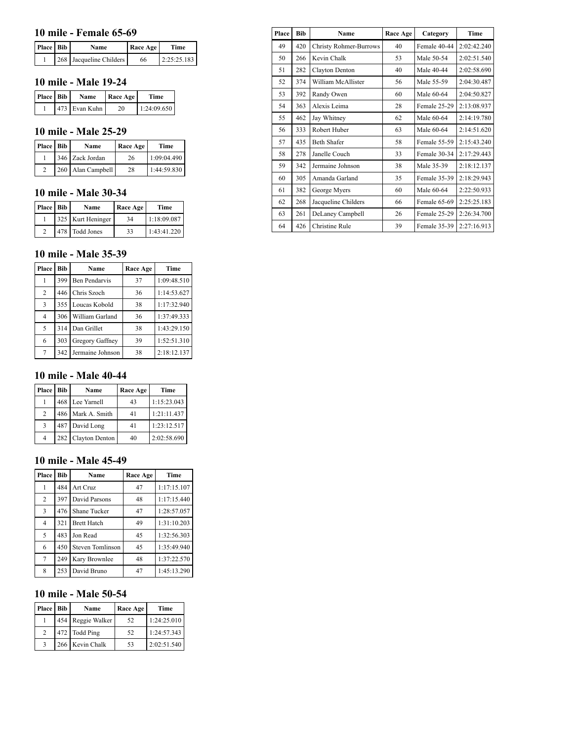## 10 mile - Female 65-69

| Place | Bib | Name | Race Age | Time |
|---|---|---|---|---|
| 1 | 268 | Jacqueline Childers | 66 | 2:25:25.183 |

## 10 mile - Male 19-24

| Place | Bib | Name | Race Age | Time |
|---|---|---|---|---|
| 1 | 473 | Evan Kuhn | 20 | 1:24:09.650 |

## 10 mile - Male 25-29

| Place | Bib | Name | Race Age | Time |
|---|---|---|---|---|
| 1 | 346 | Zack Jordan | 26 | 1:09:04.490 |
| 2 | 260 | Alan Campbell | 28 | 1:44:59.830 |

## 10 mile - Male 30-34

| Place | Bib | Name | Race Age | Time |
|---|---|---|---|---|
| 1 | 325 | Kurt Heninger | 34 | 1:18:09.087 |
| 2 | 478 | Todd Jones | 33 | 1:43:41.220 |

## 10 mile - Male 35-39

| Place | Bib | Name | Race Age | Time |
|---|---|---|---|---|
| 1 | 399 | Ben Pendarvis | 37 | 1:09:48.510 |
| 2 | 446 | Chris Szoch | 36 | 1:14:53.627 |
| 3 | 355 | Loucas Kobold | 38 | 1:17:32.940 |
| 4 | 306 | William Garland | 36 | 1:37:49.333 |
| 5 | 314 | Dan Grillet | 38 | 1:43:29.150 |
| 6 | 303 | Gregory Gaffney | 39 | 1:52:51.310 |
| 7 | 342 | Jermaine Johnson | 38 | 2:18:12.137 |

## 10 mile - Male 40-44

| Place | Bib | Name | Race Age | Time |
|---|---|---|---|---|
| 1 | 468 | Lee Yarnell | 43 | 1:15:23.043 |
| 2 | 486 | Mark A. Smith | 41 | 1:21:11.437 |
| 3 | 487 | David Long | 41 | 1:23:12.517 |
| 4 | 282 | Clayton Denton | 40 | 2:02:58.690 |

## 10 mile - Male 45-49

| Place | Bib | Name | Race Age | Time |
|---|---|---|---|---|
| 1 | 484 | Art Cruz | 47 | 1:17:15.107 |
| 2 | 397 | David Parsons | 48 | 1:17:15.440 |
| 3 | 476 | Shane Tucker | 47 | 1:28:57.057 |
| 4 | 321 | Brett Hatch | 49 | 1:31:10.203 |
| 5 | 483 | Jon Read | 45 | 1:32:56.303 |
| 6 | 450 | Steven Tomlinson | 45 | 1:35:49.940 |
| 7 | 249 | Kary Brownlee | 48 | 1:37:22.570 |
| 8 | 253 | David Bruno | 47 | 1:45:13.290 |

## 10 mile - Male 50-54

| Place | Bib | Name | Race Age | Time |
|---|---|---|---|---|
| 1 | 454 | Reggie Walker | 52 | 1:24:25.010 |
| 2 | 472 | Todd Ping | 52 | 1:24:57.343 |
| 3 | 266 | Kevin Chalk | 53 | 2:02:51.540 |

| Place | Bib | Name | Race Age | Category | Time |
|---|---|---|---|---|---|
| 49 | 420 | Christy Rohmer-Burrows | 40 | Female 40-44 | 2:02:42.240 |
| 50 | 266 | Kevin Chalk | 53 | Male 50-54 | 2:02:51.540 |
| 51 | 282 | Clayton Denton | 40 | Male 40-44 | 2:02:58.690 |
| 52 | 374 | William McAllister | 56 | Male 55-59 | 2:04:30.487 |
| 53 | 392 | Randy Owen | 60 | Male 60-64 | 2:04:50.827 |
| 54 | 363 | Alexis Leima | 28 | Female 25-29 | 2:13:08.937 |
| 55 | 462 | Jay Whitney | 62 | Male 60-64 | 2:14:19.780 |
| 56 | 333 | Robert Huber | 63 | Male 60-64 | 2:14:51.620 |
| 57 | 435 | Beth Shafer | 58 | Female 55-59 | 2:15:43.240 |
| 58 | 278 | Janelle Couch | 33 | Female 30-34 | 2:17:29.443 |
| 59 | 342 | Jermaine Johnson | 38 | Male 35-39 | 2:18:12.137 |
| 60 | 305 | Amanda Garland | 35 | Female 35-39 | 2:18:29.943 |
| 61 | 382 | George Myers | 60 | Male 60-64 | 2:22:50.933 |
| 62 | 268 | Jacqueline Childers | 66 | Female 65-69 | 2:25:25.183 |
| 63 | 261 | DeLaney Campbell | 26 | Female 25-29 | 2:26:34.700 |
| 64 | 426 | Christine Rule | 39 | Female 35-39 | 2:27:16.913 |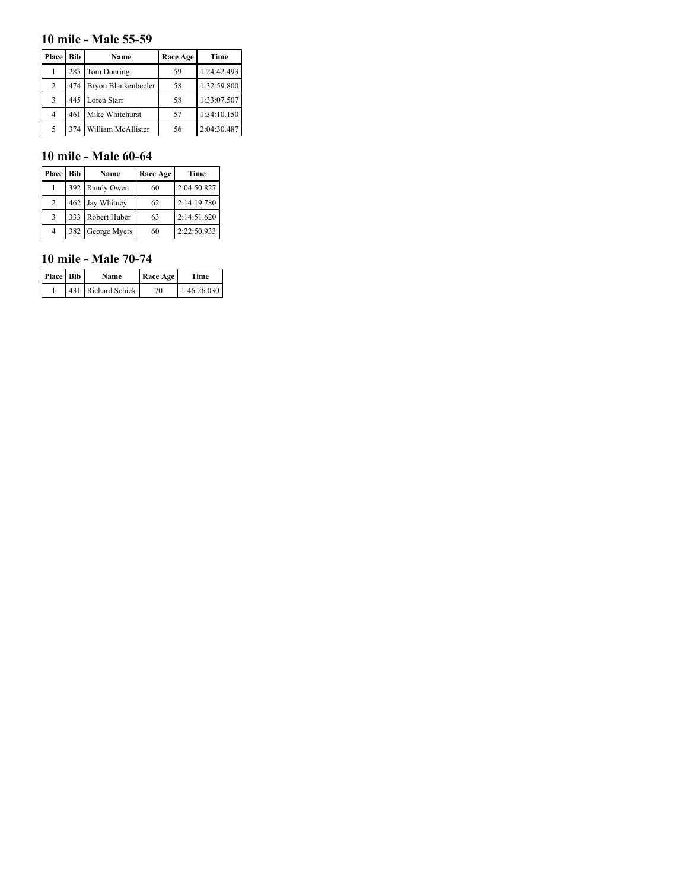### 10 mile - Male 55-59

| Place | Bib | Name | Race Age | Time |
|---|---|---|---|---|
| 1 | 285 | Tom Doering | 59 | 1:24:42.493 |
| 2 | 474 | Bryon Blankenbecler | 58 | 1:32:59.800 |
| 3 | 445 | Loren Starr | 58 | 1:33:07.507 |
| 4 | 461 | Mike Whitehurst | 57 | 1:34:10.150 |
| 5 | 374 | William McAllister | 56 | 2:04:30.487 |

### 10 mile - Male 60-64

| Place | Bib | Name | Race Age | Time |
|---|---|---|---|---|
| 1 | 392 | Randy Owen | 60 | 2:04:50.827 |
| 2 | 462 | Jay Whitney | 62 | 2:14:19.780 |
| 3 | 333 | Robert Huber | 63 | 2:14:51.620 |
| 4 | 382 | George Myers | 60 | 2:22:50.933 |

### 10 mile - Male 70-74

| Place | Bib | Name | Race Age | Time |
|---|---|---|---|---|
| 1 | 431 | Richard Schick | 70 | 1:46:26.030 |